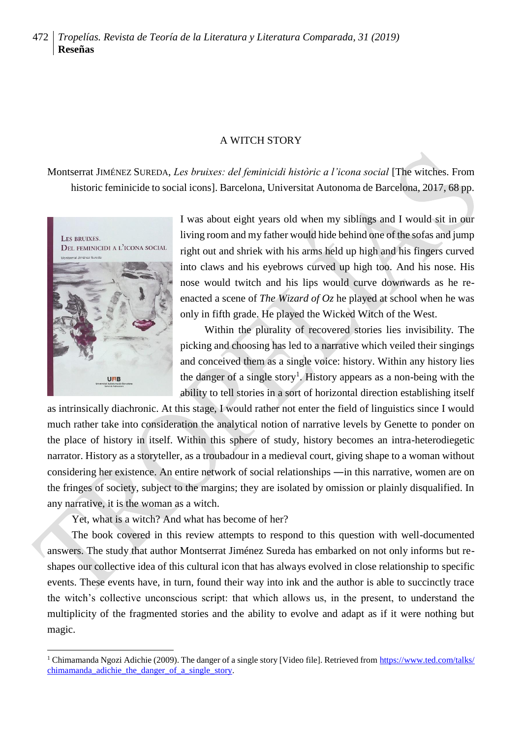A WITCH STORY

Montserrat JIMÉNEZ SUREDA, *Les bruixes: del feminicidi històric a l'icona social* [The witches. From historic feminicide to social icons]. Barcelona, Universitat Autonoma de Barcelona, 2017, 68 pp.

I was about eight years old when my siblings and I would sit in our living room and my father would hide behind one of the sofas and jump right out and shriek with his arms held up high and his fingers curved into claws and his eyebrows curved up high too. And his nose. His nose would twitch and his lips would curve downwards as he re-enacted a scene of *The Wizard of Oz* he played at school when he was only in fifth grade. He played the Wicked Witch of the West.

Within the plurality of recovered stories lies invisibility. The picking and choosing has led to a narrative which veiled their singings and conceived them as a single voice: history. Within any history lies the danger of a single story[1]. History appears as a non-being with the ability to tell stories in a sort of horizontal direction establishing itself as intrinsically diachronic. At this stage, I would rather not enter the field of linguistics since I would much rather take into consideration the analytical notion of narrative levels by Genette to ponder on the place of history in itself. Within this sphere of study, history becomes an intra-heterodiegetic narrator. History as a storyteller, as a troubadour in a medieval court, giving shape to a woman without considering her existence. An entire network of social relationships —in this narrative, women are on the fringes of society, subject to the margins; they are isolated by omission or plainly disqualified. In any narrative, it is the woman as a witch.

Yet, what is a witch? And what has become of her?

The book covered in this review attempts to respond to this question with well-documented answers. The study that author Montserrat Jiménez Sureda has embarked on not only informs but re-shapes our collective idea of this cultural icon that has always evolved in close relationship to specific events. These events have, in turn, found their way into ink and the author is able to succinctly trace the witch's collective unconscious script: that which allows us, in the present, to understand the multiplicity of the fragmented stories and the ability to evolve and adapt as if it were nothing but magic.

---

[1] Chimamanda Ngozi Adichie (2009). The danger of a single story [Video file]. Retrieved from https://www.ted.com/talks/chimamanda_adichie_the_danger_of_a_single_story.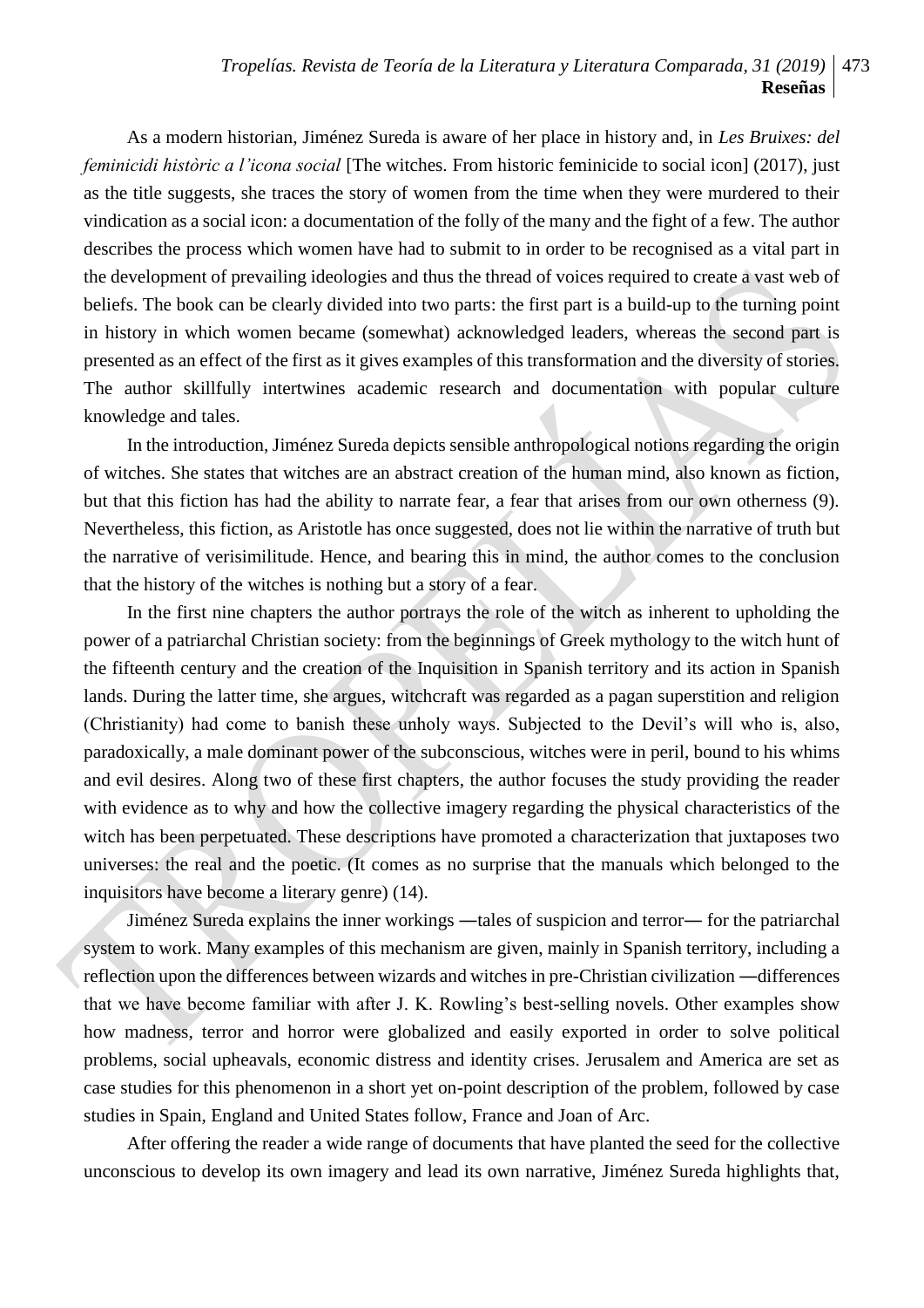As a modern historian, Jiménez Sureda is aware of her place in history and, in *Les Bruixes: del feminicidi històric a l'icona social* [The witches. From historic feminicide to social icon] (2017), just as the title suggests, she traces the story of women from the time when they were murdered to their vindication as a social icon: a documentation of the folly of the many and the fight of a few. The author describes the process which women have had to submit to in order to be recognised as a vital part in the development of prevailing ideologies and thus the thread of voices required to create a vast web of beliefs. The book can be clearly divided into two parts: the first part is a build-up to the turning point in history in which women became (somewhat) acknowledged leaders, whereas the second part is presented as an effect of the first as it gives examples of this transformation and the diversity of stories. The author skillfully intertwines academic research and documentation with popular culture knowledge and tales.

In the introduction, Jiménez Sureda depicts sensible anthropological notions regarding the origin of witches. She states that witches are an abstract creation of the human mind, also known as fiction, but that this fiction has had the ability to narrate fear, a fear that arises from our own otherness (9). Nevertheless, this fiction, as Aristotle has once suggested, does not lie within the narrative of truth but the narrative of verisimilitude. Hence, and bearing this in mind, the author comes to the conclusion that the history of the witches is nothing but a story of a fear.

In the first nine chapters the author portrays the role of the witch as inherent to upholding the power of a patriarchal Christian society: from the beginnings of Greek mythology to the witch hunt of the fifteenth century and the creation of the Inquisition in Spanish territory and its action in Spanish lands. During the latter time, she argues, witchcraft was regarded as a pagan superstition and religion (Christianity) had come to banish these unholy ways. Subjected to the Devil's will who is, also, paradoxically, a male dominant power of the subconscious, witches were in peril, bound to his whims and evil desires. Along two of these first chapters, the author focuses the study providing the reader with evidence as to why and how the collective imagery regarding the physical characteristics of the witch has been perpetuated. These descriptions have promoted a characterization that juxtaposes two universes: the real and the poetic. (It comes as no surprise that the manuals which belonged to the inquisitors have become a literary genre) (14).

Jiménez Sureda explains the inner workings ―tales of suspicion and terror― for the patriarchal system to work. Many examples of this mechanism are given, mainly in Spanish territory, including a reflection upon the differences between wizards and witches in pre-Christian civilization ―differences that we have become familiar with after J. K. Rowling's best-selling novels. Other examples show how madness, terror and horror were globalized and easily exported in order to solve political problems, social upheavals, economic distress and identity crises. Jerusalem and America are set as case studies for this phenomenon in a short yet on-point description of the problem, followed by case studies in Spain, England and United States follow, France and Joan of Arc.

After offering the reader a wide range of documents that have planted the seed for the collective unconscious to develop its own imagery and lead its own narrative, Jiménez Sureda highlights that,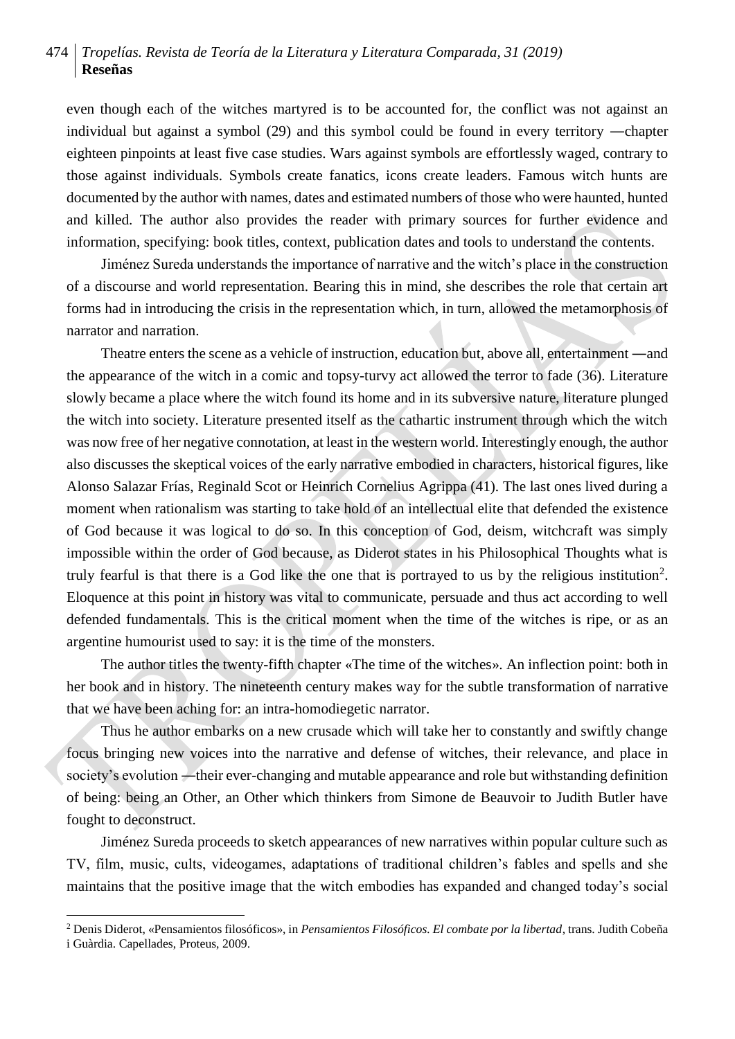even though each of the witches martyred is to be accounted for, the conflict was not against an individual but against a symbol (29) and this symbol could be found in every territory ―chapter eighteen pinpoints at least five case studies. Wars against symbols are effortlessly waged, contrary to those against individuals. Symbols create fanatics, icons create leaders. Famous witch hunts are documented by the author with names, dates and estimated numbers of those who were haunted, hunted and killed. The author also provides the reader with primary sources for further evidence and information, specifying: book titles, context, publication dates and tools to understand the contents.

Jiménez Sureda understands the importance of narrative and the witch's place in the construction of a discourse and world representation. Bearing this in mind, she describes the role that certain art forms had in introducing the crisis in the representation which, in turn, allowed the metamorphosis of narrator and narration.

Theatre enters the scene as a vehicle of instruction, education but, above all, entertainment ―and the appearance of the witch in a comic and topsy-turvy act allowed the terror to fade (36). Literature slowly became a place where the witch found its home and in its subversive nature, literature plunged the witch into society. Literature presented itself as the cathartic instrument through which the witch was now free of her negative connotation, at least in the western world. Interestingly enough, the author also discusses the skeptical voices of the early narrative embodied in characters, historical figures, like Alonso Salazar Frías, Reginald Scot or Heinrich Cornelius Agrippa (41). The last ones lived during a moment when rationalism was starting to take hold of an intellectual elite that defended the existence of God because it was logical to do so. In this conception of God, deism, witchcraft was simply impossible within the order of God because, as Diderot states in his Philosophical Thoughts what is truly fearful is that there is a God like the one that is portrayed to us by the religious institution[2]. Eloquence at this point in history was vital to communicate, persuade and thus act according to well defended fundamentals. This is the critical moment when the time of the witches is ripe, or as an argentine humourist used to say: it is the time of the monsters.

The author titles the twenty-fifth chapter «The time of the witches». An inflection point: both in her book and in history. The nineteenth century makes way for the subtle transformation of narrative that we have been aching for: an intra-homodiegetic narrator.

Thus he author embarks on a new crusade which will take her to constantly and swiftly change focus bringing new voices into the narrative and defense of witches, their relevance, and place in society's evolution ―their ever-changing and mutable appearance and role but withstanding definition of being: being an Other, an Other which thinkers from Simone de Beauvoir to Judith Butler have fought to deconstruct.

Jiménez Sureda proceeds to sketch appearances of new narratives within popular culture such as TV, film, music, cults, videogames, adaptations of traditional children's fables and spells and she maintains that the positive image that the witch embodies has expanded and changed today's social

---

[2] Denis Diderot, «Pensamientos filosóficos», in *Pensamientos Filosóficos. El combate por la libertad*, trans. Judith Cobeña i Guàrdia. Capellades, Proteus, 2009.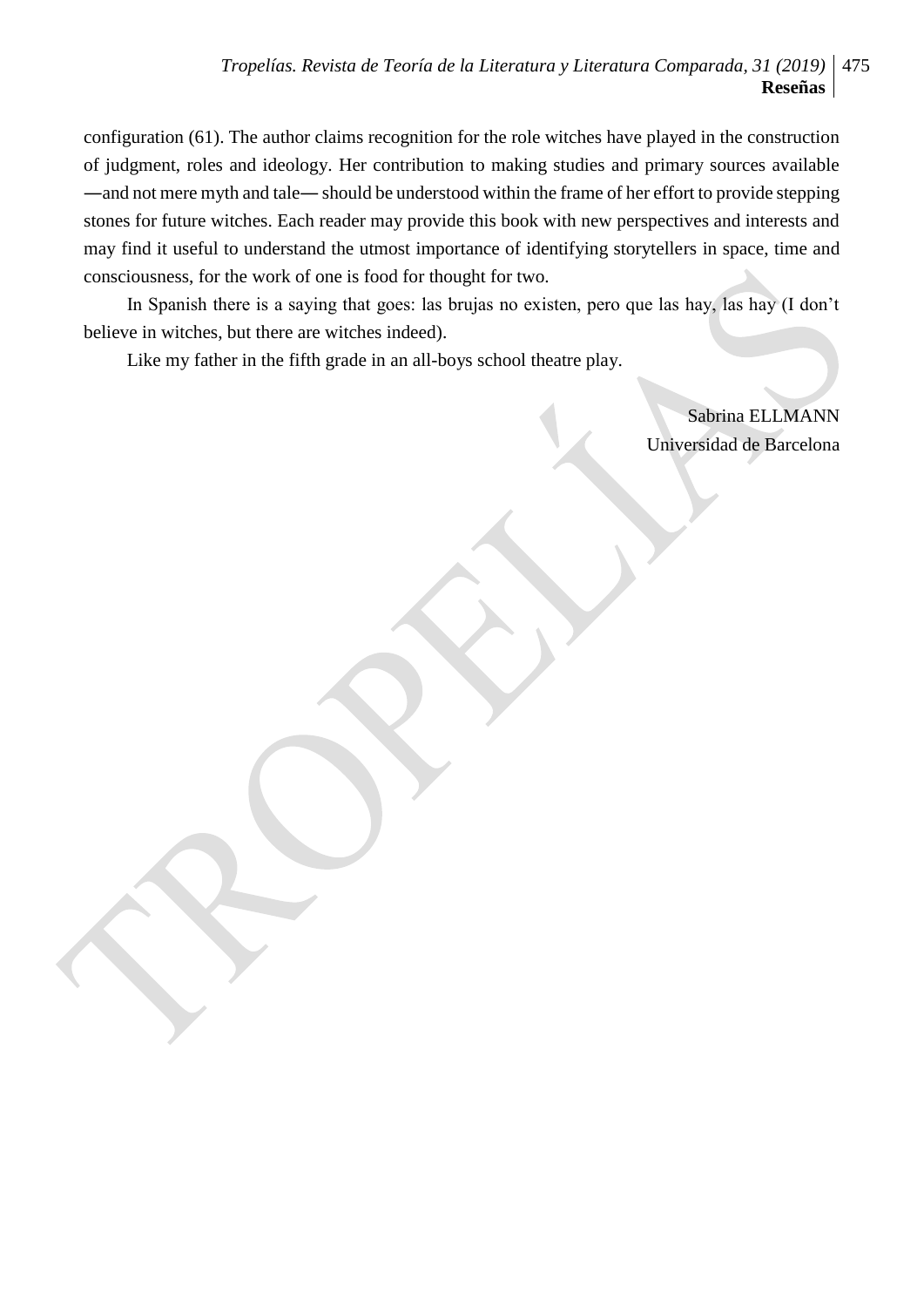configuration (61). The author claims recognition for the role witches have played in the construction of judgment, roles and ideology. Her contribution to making studies and primary sources available —and not mere myth and tale— should be understood within the frame of her effort to provide stepping stones for future witches. Each reader may provide this book with new perspectives and interests and may find it useful to understand the utmost importance of identifying storytellers in space, time and consciousness, for the work of one is food for thought for two.

In Spanish there is a saying that goes: las brujas no existen, pero que las hay, las hay (I don't believe in witches, but there are witches indeed).

Like my father in the fifth grade in an all-boys school theatre play.

Sabrina ELLMANN
Universidad de Barcelona